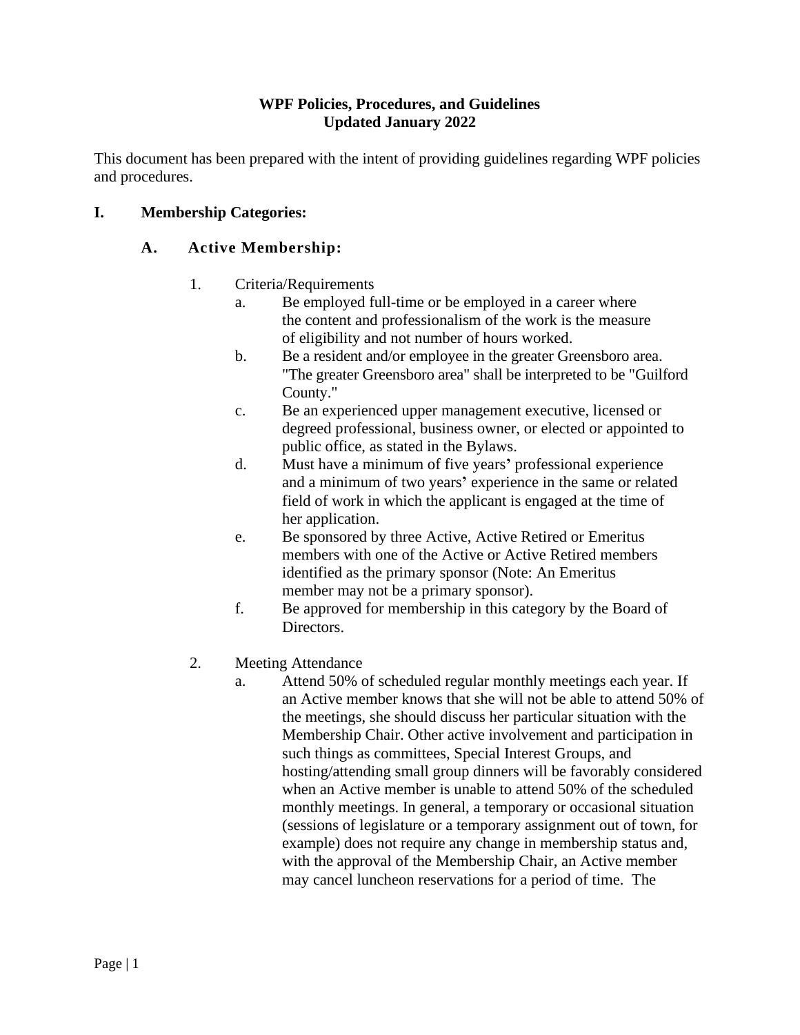**WPF Policies, Procedures, and Guidelines**
**Updated January 2022**

This document has been prepared with the intent of providing guidelines regarding WPF policies and procedures.

# I. Membership Categories:

## A. Active Membership:

1. Criteria/Requirements
   a. Be employed full-time or be employed in a career where the content and professionalism of the work is the measure of eligibility and not number of hours worked.
   b. Be a resident and/or employee in the greater Greensboro area. "The greater Greensboro area" shall be interpreted to be "Guilford County."
   c. Be an experienced upper management executive, licensed or degreed professional, business owner, or elected or appointed to public office, as stated in the Bylaws.
   d. Must have a minimum of five years' professional experience and a minimum of two years' experience in the same or related field of work in which the applicant is engaged at the time of her application.
   e. Be sponsored by three Active, Active Retired or Emeritus members with one of the Active or Active Retired members identified as the primary sponsor (Note: An Emeritus member may not be a primary sponsor).
   f. Be approved for membership in this category by the Board of Directors.

2. Meeting Attendance
   a. Attend 50% of scheduled regular monthly meetings each year. If an Active member knows that she will not be able to attend 50% of the meetings, she should discuss her particular situation with the Membership Chair. Other active involvement and participation in such things as committees, Special Interest Groups, and hosting/attending small group dinners will be favorably considered when an Active member is unable to attend 50% of the scheduled monthly meetings. In general, a temporary or occasional situation (sessions of legislature or a temporary assignment out of town, for example) does not require any change in membership status and, with the approval of the Membership Chair, an Active member may cancel luncheon reservations for a period of time. The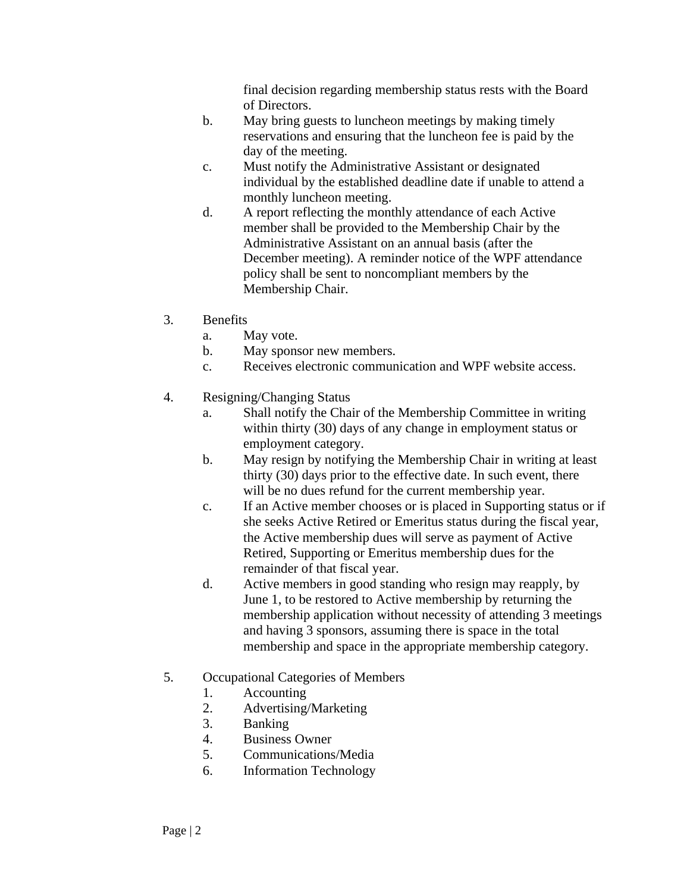final decision regarding membership status rests with the Board of Directors.

b. May bring guests to luncheon meetings by making timely reservations and ensuring that the luncheon fee is paid by the day of the meeting.

c. Must notify the Administrative Assistant or designated individual by the established deadline date if unable to attend a monthly luncheon meeting.

d. A report reflecting the monthly attendance of each Active member shall be provided to the Membership Chair by the Administrative Assistant on an annual basis (after the December meeting). A reminder notice of the WPF attendance policy shall be sent to noncompliant members by the Membership Chair.

3. Benefits
   a. May vote.
   b. May sponsor new members.
   c. Receives electronic communication and WPF website access.

4. Resigning/Changing Status
   a. Shall notify the Chair of the Membership Committee in writing within thirty (30) days of any change in employment status or employment category.
   b. May resign by notifying the Membership Chair in writing at least thirty (30) days prior to the effective date. In such event, there will be no dues refund for the current membership year.
   c. If an Active member chooses or is placed in Supporting status or if she seeks Active Retired or Emeritus status during the fiscal year, the Active membership dues will serve as payment of Active Retired, Supporting or Emeritus membership dues for the remainder of that fiscal year.
   d. Active members in good standing who resign may reapply, by June 1, to be restored to Active membership by returning the membership application without necessity of attending 3 meetings and having 3 sponsors, assuming there is space in the total membership and space in the appropriate membership category.

5. Occupational Categories of Members
   1. Accounting
   2. Advertising/Marketing
   3. Banking
   4. Business Owner
   5. Communications/Media
   6. Information Technology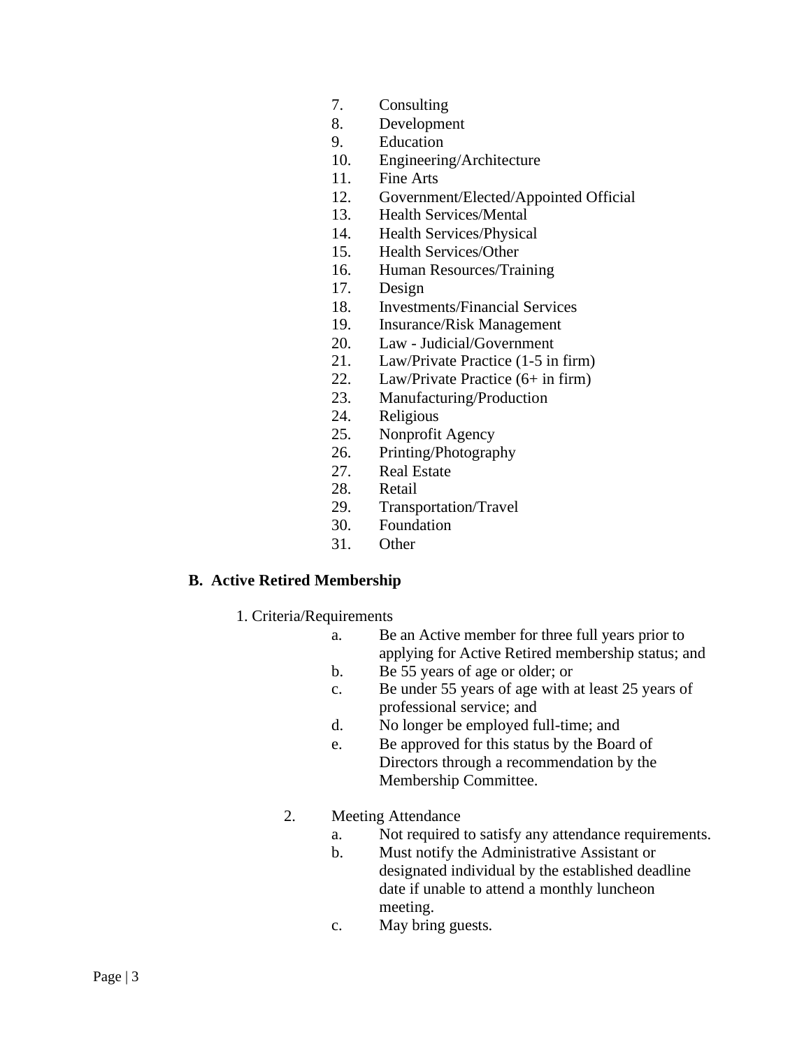7. Consulting
8. Development
9. Education
10. Engineering/Architecture
11. Fine Arts
12. Government/Elected/Appointed Official
13. Health Services/Mental
14. Health Services/Physical
15. Health Services/Other
16. Human Resources/Training
17. Design
18. Investments/Financial Services
19. Insurance/Risk Management
20. Law - Judicial/Government
21. Law/Private Practice (1-5 in firm)
22. Law/Private Practice (6+ in firm)
23. Manufacturing/Production
24. Religious
25. Nonprofit Agency
26. Printing/Photography
27. Real Estate
28. Retail
29. Transportation/Travel
30. Foundation
31. Other

**B. Active Retired Membership**

1. Criteria/Requirements
    a. Be an Active member for three full years prior to applying for Active Retired membership status; and
    b. Be 55 years of age or older; or
    c. Be under 55 years of age with at least 25 years of professional service; and
    d. No longer be employed full-time; and
    e. Be approved for this status by the Board of Directors through a recommendation by the Membership Committee.

2. Meeting Attendance
    a. Not required to satisfy any attendance requirements.
    b. Must notify the Administrative Assistant or designated individual by the established deadline date if unable to attend a monthly luncheon meeting.
    c. May bring guests.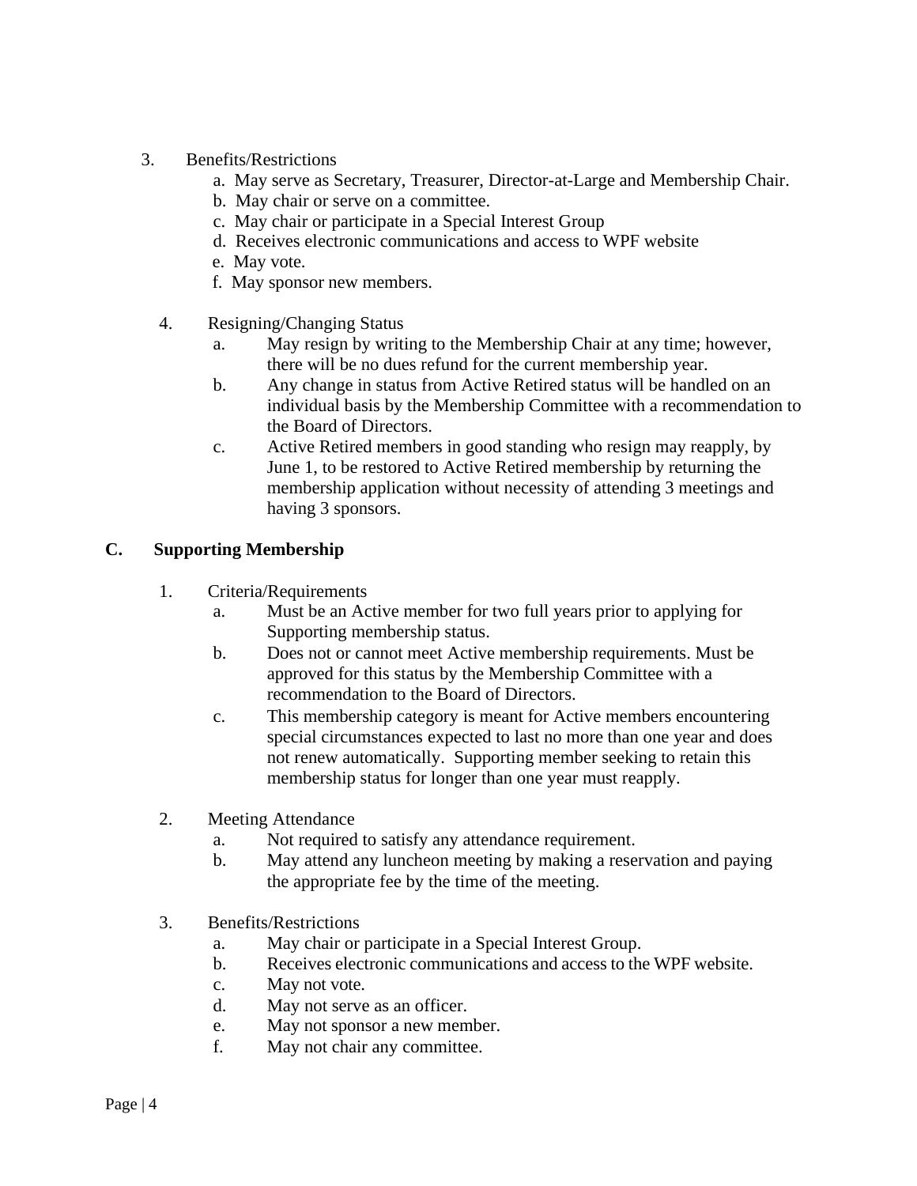3. Benefits/Restrictions
    a. May serve as Secretary, Treasurer, Director-at-Large and Membership Chair.
    b. May chair or serve on a committee.
    c. May chair or participate in a Special Interest Group
    d. Receives electronic communications and access to WPF website
    e. May vote.
    f. May sponsor new members.

4. Resigning/Changing Status
    a. May resign by writing to the Membership Chair at any time; however, there will be no dues refund for the current membership year.
    b. Any change in status from Active Retired status will be handled on an individual basis by the Membership Committee with a recommendation to the Board of Directors.
    c. Active Retired members in good standing who resign may reapply, by June 1, to be restored to Active Retired membership by returning the membership application without necessity of attending 3 meetings and having 3 sponsors.

## C. Supporting Membership

1. Criteria/Requirements
    a. Must be an Active member for two full years prior to applying for Supporting membership status.
    b. Does not or cannot meet Active membership requirements. Must be approved for this status by the Membership Committee with a recommendation to the Board of Directors.
    c. This membership category is meant for Active members encountering special circumstances expected to last no more than one year and does not renew automatically. Supporting member seeking to retain this membership status for longer than one year must reapply.

2. Meeting Attendance
    a. Not required to satisfy any attendance requirement.
    b. May attend any luncheon meeting by making a reservation and paying the appropriate fee by the time of the meeting.

3. Benefits/Restrictions
    a. May chair or participate in a Special Interest Group.
    b. Receives electronic communications and access to the WPF website.
    c. May not vote.
    d. May not serve as an officer.
    e. May not sponsor a new member.
    f. May not chair any committee.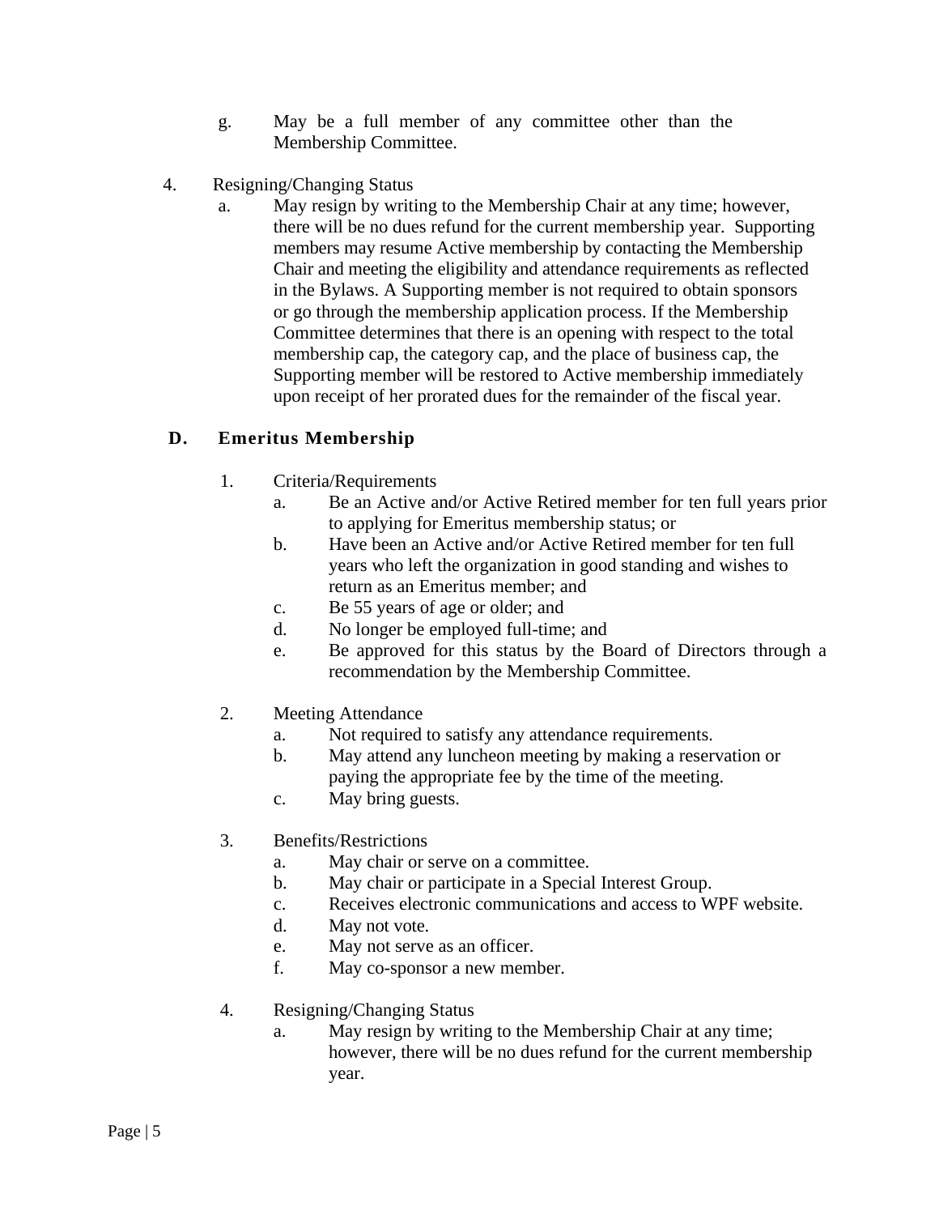g. May be a full member of any committee other than the Membership Committee.

4. Resigning/Changing Status
   a. May resign by writing to the Membership Chair at any time; however, there will be no dues refund for the current membership year. Supporting members may resume Active membership by contacting the Membership Chair and meeting the eligibility and attendance requirements as reflected in the Bylaws. A Supporting member is not required to obtain sponsors or go through the membership application process. If the Membership Committee determines that there is an opening with respect to the total membership cap, the category cap, and the place of business cap, the Supporting member will be restored to Active membership immediately upon receipt of her prorated dues for the remainder of the fiscal year.

### D. Emeritus Membership

1. Criteria/Requirements
   a. Be an Active and/or Active Retired member for ten full years prior to applying for Emeritus membership status; or
   b. Have been an Active and/or Active Retired member for ten full years who left the organization in good standing and wishes to return as an Emeritus member; and
   c. Be 55 years of age or older; and
   d. No longer be employed full-time; and
   e. Be approved for this status by the Board of Directors through a recommendation by the Membership Committee.

2. Meeting Attendance
   a. Not required to satisfy any attendance requirements.
   b. May attend any luncheon meeting by making a reservation or paying the appropriate fee by the time of the meeting.
   c. May bring guests.

3. Benefits/Restrictions
   a. May chair or serve on a committee.
   b. May chair or participate in a Special Interest Group.
   c. Receives electronic communications and access to WPF website.
   d. May not vote.
   e. May not serve as an officer.
   f. May co-sponsor a new member.

4. Resigning/Changing Status
   a. May resign by writing to the Membership Chair at any time; however, there will be no dues refund for the current membership year.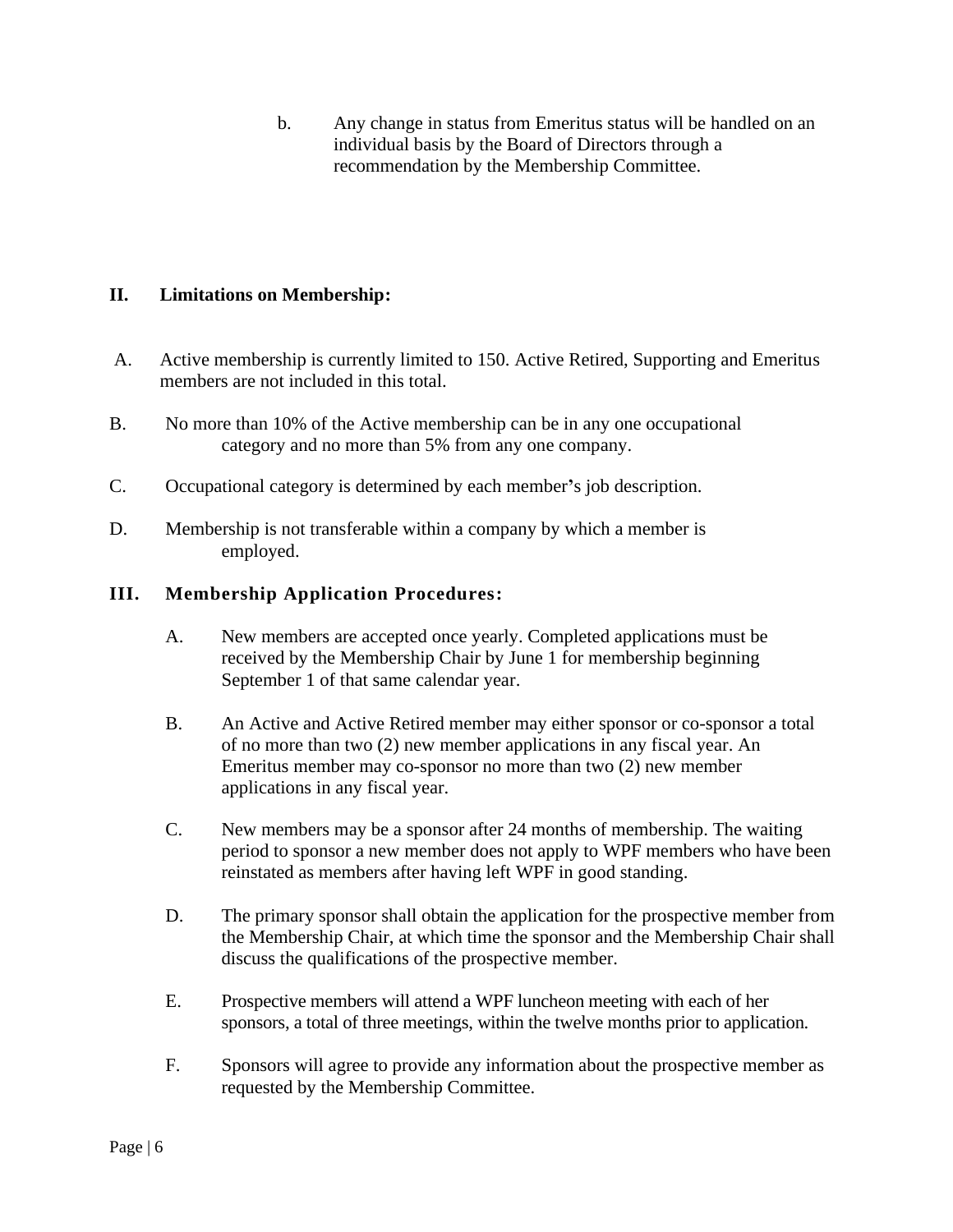b. Any change in status from Emeritus status will be handled on an individual basis by the Board of Directors through a recommendation by the Membership Committee.

## II. Limitations on Membership:

A. Active membership is currently limited to 150. Active Retired, Supporting and Emeritus members are not included in this total.

B. No more than 10% of the Active membership can be in any one occupational category and no more than 5% from any one company.

C. Occupational category is determined by each member's job description.

D. Membership is not transferable within a company by which a member is employed.

## III. Membership Application Procedures:

A. New members are accepted once yearly. Completed applications must be received by the Membership Chair by June 1 for membership beginning September 1 of that same calendar year.

B. An Active and Active Retired member may either sponsor or co-sponsor a total of no more than two (2) new member applications in any fiscal year. An Emeritus member may co-sponsor no more than two (2) new member applications in any fiscal year.

C. New members may be a sponsor after 24 months of membership. The waiting period to sponsor a new member does not apply to WPF members who have been reinstated as members after having left WPF in good standing.

D. The primary sponsor shall obtain the application for the prospective member from the Membership Chair, at which time the sponsor and the Membership Chair shall discuss the qualifications of the prospective member.

E. Prospective members will attend a WPF luncheon meeting with each of her sponsors, a total of three meetings, within the twelve months prior to application.

F. Sponsors will agree to provide any information about the prospective member as requested by the Membership Committee.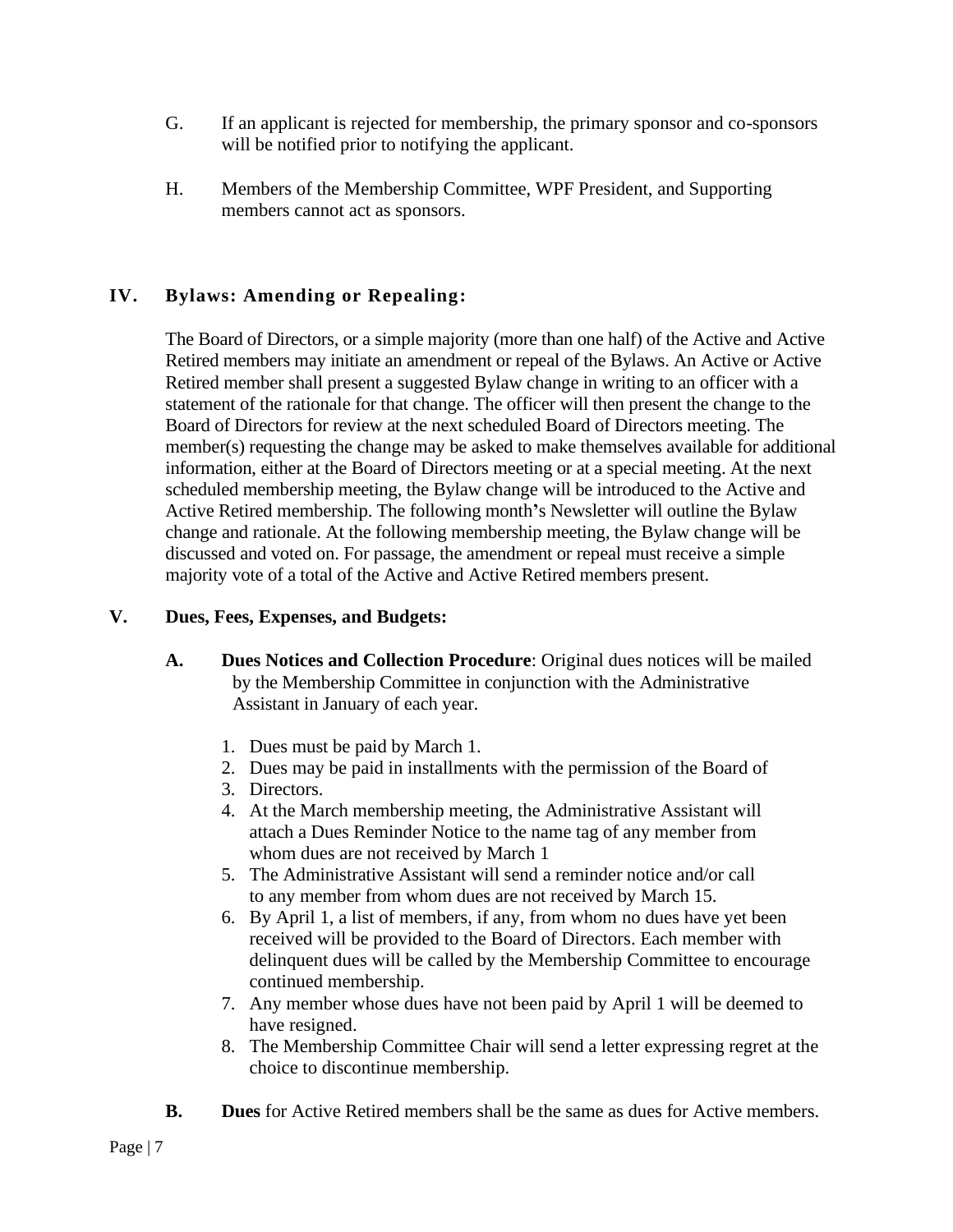G. If an applicant is rejected for membership, the primary sponsor and co-sponsors will be notified prior to notifying the applicant.

H. Members of the Membership Committee, WPF President, and Supporting members cannot act as sponsors.

## IV. Bylaws: Amending or Repealing:

The Board of Directors, or a simple majority (more than one half) of the Active and Active Retired members may initiate an amendment or repeal of the Bylaws. An Active or Active Retired member shall present a suggested Bylaw change in writing to an officer with a statement of the rationale for that change. The officer will then present the change to the Board of Directors for review at the next scheduled Board of Directors meeting. The member(s) requesting the change may be asked to make themselves available for additional information, either at the Board of Directors meeting or at a special meeting. At the next scheduled membership meeting, the Bylaw change will be introduced to the Active and Active Retired membership. The following month's Newsletter will outline the Bylaw change and rationale. At the following membership meeting, the Bylaw change will be discussed and voted on. For passage, the amendment or repeal must receive a simple majority vote of a total of the Active and Active Retired members present.

## V. Dues, Fees, Expenses, and Budgets:

**A. Dues Notices and Collection Procedure**: Original dues notices will be mailed by the Membership Committee in conjunction with the Administrative Assistant in January of each year.

1. Dues must be paid by March 1.
2. Dues may be paid in installments with the permission of the Board of
3. Directors.
4. At the March membership meeting, the Administrative Assistant will attach a Dues Reminder Notice to the name tag of any member from whom dues are not received by March 1
5. The Administrative Assistant will send a reminder notice and/or call to any member from whom dues are not received by March 15.
6. By April 1, a list of members, if any, from whom no dues have yet been received will be provided to the Board of Directors. Each member with delinquent dues will be called by the Membership Committee to encourage continued membership.
7. Any member whose dues have not been paid by April 1 will be deemed to have resigned.
8. The Membership Committee Chair will send a letter expressing regret at the choice to discontinue membership.

**B. Dues** for Active Retired members shall be the same as dues for Active members.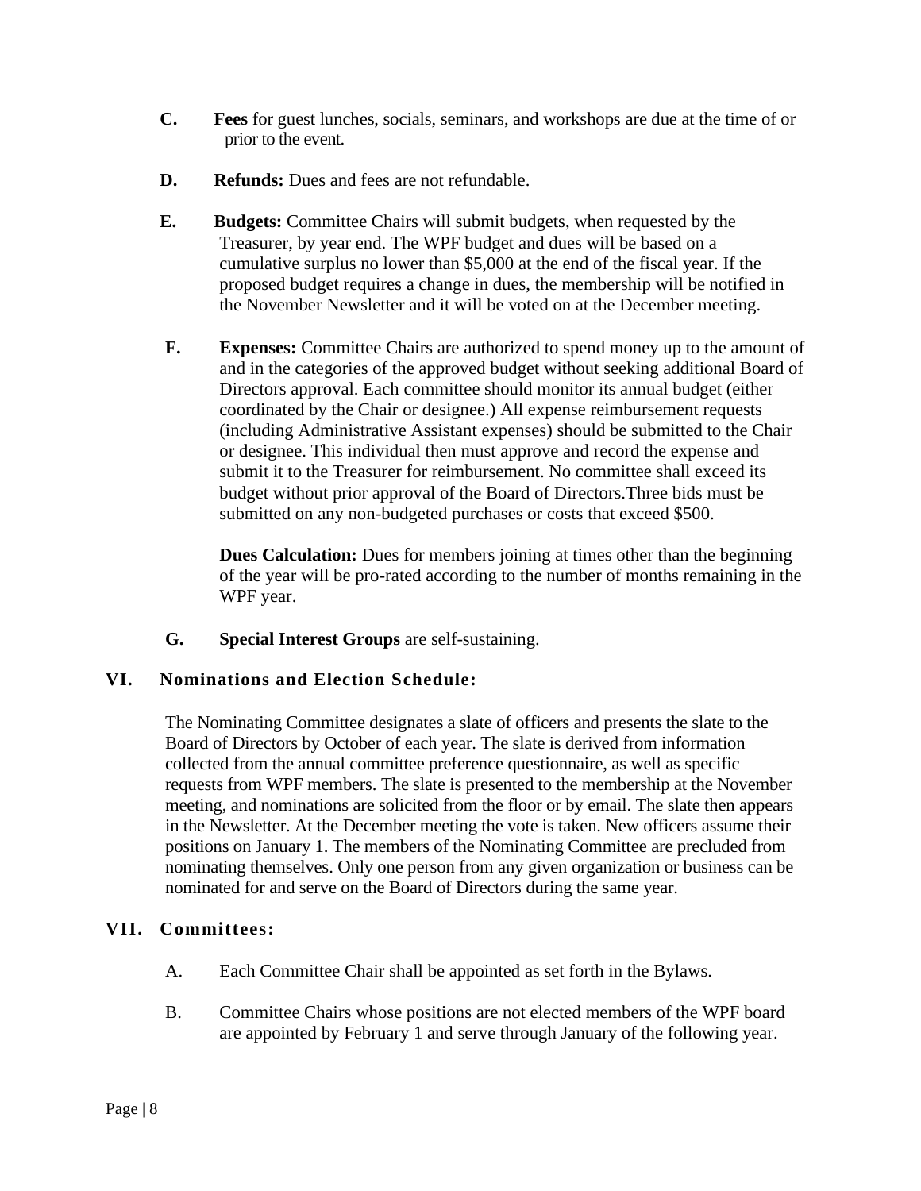**C.** **Fees** for guest lunches, socials, seminars, and workshops are due at the time of or prior to the event.

**D.** **Refunds:** Dues and fees are not refundable.

**E.** **Budgets:** Committee Chairs will submit budgets, when requested by the Treasurer, by year end. The WPF budget and dues will be based on a cumulative surplus no lower than $5,000 at the end of the fiscal year. If the proposed budget requires a change in dues, the membership will be notified in the November Newsletter and it will be voted on at the December meeting.

**F.** **Expenses:** Committee Chairs are authorized to spend money up to the amount of and in the categories of the approved budget without seeking additional Board of Directors approval. Each committee should monitor its annual budget (either coordinated by the Chair or designee.) All expense reimbursement requests (including Administrative Assistant expenses) should be submitted to the Chair or designee. This individual then must approve and record the expense and submit it to the Treasurer for reimbursement. No committee shall exceed its budget without prior approval of the Board of Directors.Three bids must be submitted on any non-budgeted purchases or costs that exceed $500.

**Dues Calculation:** Dues for members joining at times other than the beginning of the year will be pro-rated according to the number of months remaining in the WPF year.

**G.** **Special Interest Groups** are self-sustaining.

## VI. Nominations and Election Schedule:

The Nominating Committee designates a slate of officers and presents the slate to the Board of Directors by October of each year. The slate is derived from information collected from the annual committee preference questionnaire, as well as specific requests from WPF members. The slate is presented to the membership at the November meeting, and nominations are solicited from the floor or by email. The slate then appears in the Newsletter. At the December meeting the vote is taken. New officers assume their positions on January 1. The members of the Nominating Committee are precluded from nominating themselves. Only one person from any given organization or business can be nominated for and serve on the Board of Directors during the same year.

## VII. Committees:

A. Each Committee Chair shall be appointed as set forth in the Bylaws.

B. Committee Chairs whose positions are not elected members of the WPF board are appointed by February 1 and serve through January of the following year.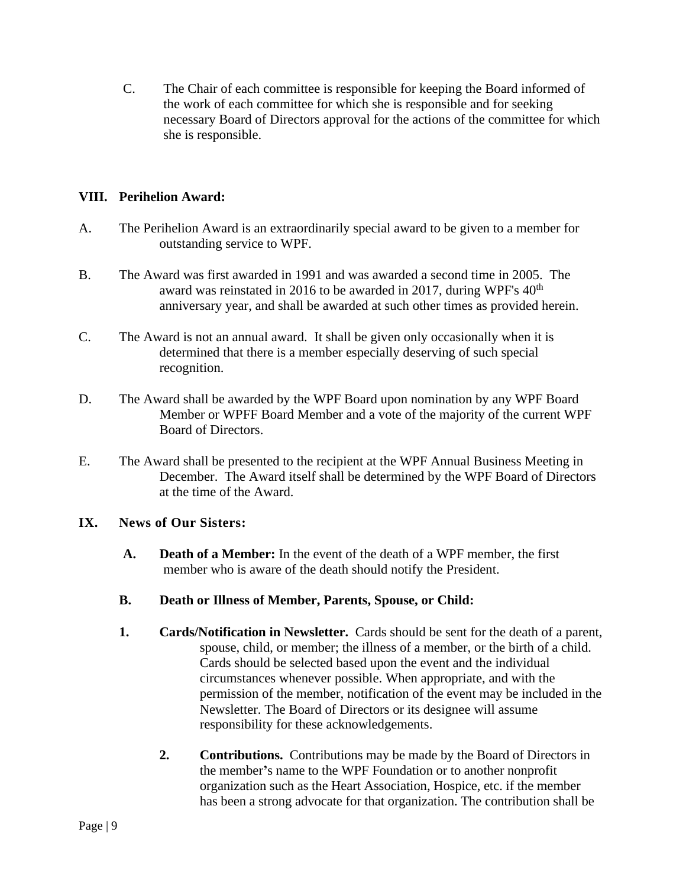C. The Chair of each committee is responsible for keeping the Board informed of the work of each committee for which she is responsible and for seeking necessary Board of Directors approval for the actions of the committee for which she is responsible.

## VIII. Perihelion Award:

A. The Perihelion Award is an extraordinarily special award to be given to a member for outstanding service to WPF.

B. The Award was first awarded in 1991 and was awarded a second time in 2005. The award was reinstated in 2016 to be awarded in 2017, during WPF's 40th anniversary year, and shall be awarded at such other times as provided herein.

C. The Award is not an annual award. It shall be given only occasionally when it is determined that there is a member especially deserving of such special recognition.

D. The Award shall be awarded by the WPF Board upon nomination by any WPF Board Member or WPFF Board Member and a vote of the majority of the current WPF Board of Directors.

E. The Award shall be presented to the recipient at the WPF Annual Business Meeting in December. The Award itself shall be determined by the WPF Board of Directors at the time of the Award.

## IX. News of Our Sisters:

**A. Death of a Member:** In the event of the death of a WPF member, the first member who is aware of the death should notify the President.

**B. Death or Illness of Member, Parents, Spouse, or Child:**

**1. Cards/Notification in Newsletter.** Cards should be sent for the death of a parent, spouse, child, or member; the illness of a member, or the birth of a child. Cards should be selected based upon the event and the individual circumstances whenever possible. When appropriate, and with the permission of the member, notification of the event may be included in the Newsletter. The Board of Directors or its designee will assume responsibility for these acknowledgements.

**2. Contributions.** Contributions may be made by the Board of Directors in the member's name to the WPF Foundation or to another nonprofit organization such as the Heart Association, Hospice, etc. if the member has been a strong advocate for that organization. The contribution shall be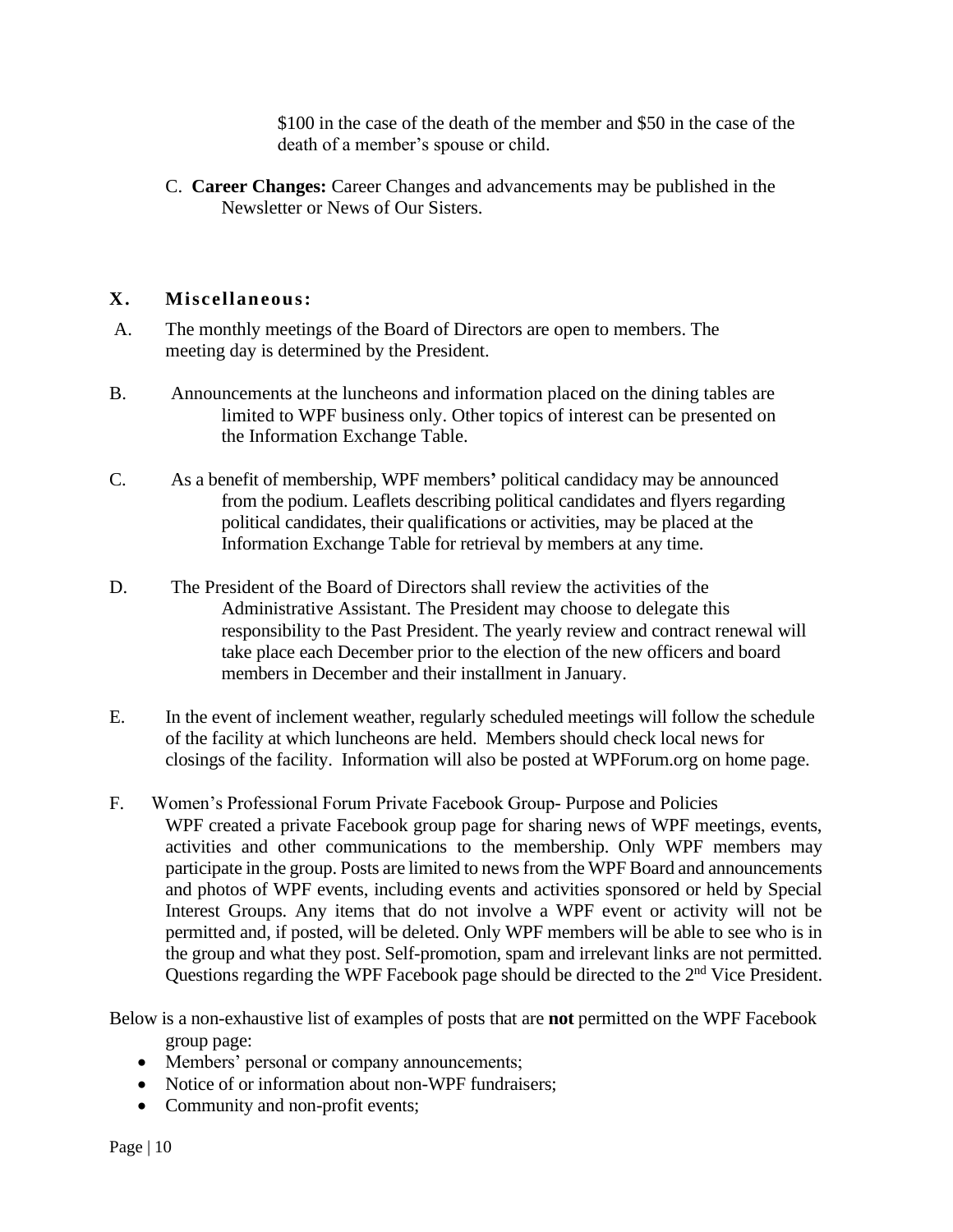$100 in the case of the death of the member and $50 in the case of the death of a member's spouse or child.

C. **Career Changes:** Career Changes and advancements may be published in the Newsletter or News of Our Sisters.

## X. Miscellaneous:

A. The monthly meetings of the Board of Directors are open to members. The meeting day is determined by the President.

B. Announcements at the luncheons and information placed on the dining tables are limited to WPF business only. Other topics of interest can be presented on the Information Exchange Table.

C. As a benefit of membership, WPF members**'** political candidacy may be announced from the podium. Leaflets describing political candidates and flyers regarding political candidates, their qualifications or activities, may be placed at the Information Exchange Table for retrieval by members at any time.

D. The President of the Board of Directors shall review the activities of the Administrative Assistant. The President may choose to delegate this responsibility to the Past President. The yearly review and contract renewal will take place each December prior to the election of the new officers and board members in December and their installment in January.

E. In the event of inclement weather, regularly scheduled meetings will follow the schedule of the facility at which luncheons are held. Members should check local news for closings of the facility. Information will also be posted at WPForum.org on home page.

F. Women's Professional Forum Private Facebook Group- Purpose and Policies
WPF created a private Facebook group page for sharing news of WPF meetings, events, activities and other communications to the membership. Only WPF members may participate in the group. Posts are limited to news from the WPF Board and announcements and photos of WPF events, including events and activities sponsored or held by Special Interest Groups. Any items that do not involve a WPF event or activity will not be permitted and, if posted, will be deleted. Only WPF members will be able to see who is in the group and what they post. Self-promotion, spam and irrelevant links are not permitted. Questions regarding the WPF Facebook page should be directed to the 2nd Vice President.

Below is a non-exhaustive list of examples of posts that are **not** permitted on the WPF Facebook group page:

- Members' personal or company announcements;
- Notice of or information about non-WPF fundraisers;
- Community and non-profit events;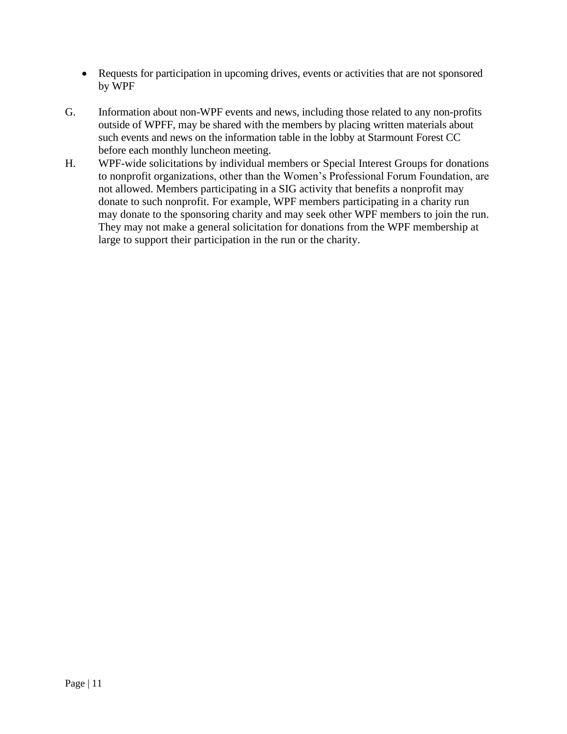- Requests for participation in upcoming drives, events or activities that are not sponsored by WPF

G. Information about non-WPF events and news, including those related to any non-profits outside of WPFF, may be shared with the members by placing written materials about such events and news on the information table in the lobby at Starmount Forest CC before each monthly luncheon meeting.

H. WPF-wide solicitations by individual members or Special Interest Groups for donations to nonprofit organizations, other than the Women's Professional Forum Foundation, are not allowed. Members participating in a SIG activity that benefits a nonprofit may donate to such nonprofit. For example, WPF members participating in a charity run may donate to the sponsoring charity and may seek other WPF members to join the run. They may not make a general solicitation for donations from the WPF membership at large to support their participation in the run or the charity.